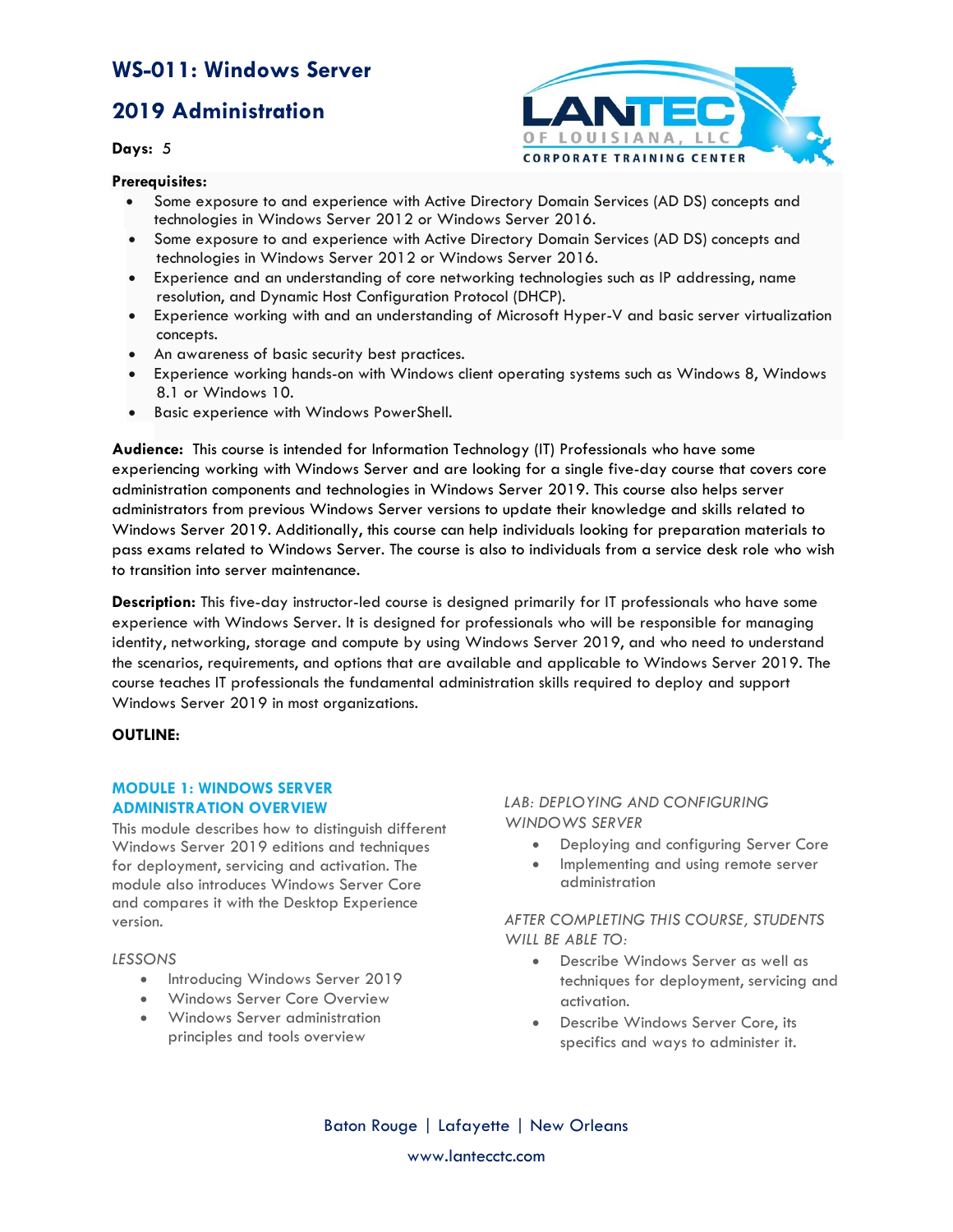# WS-011: Windows Server 2019 Administration

**Days:** *5*

**Prerequisites:**

- Some exposure to and experience with Active Directory Domain Services (AD DS) concepts and technologies in Windows Server 2012 or Windows Server 2016.
- Some exposure to and experience with Active Directory Domain Services (AD DS) concepts and technologies in Windows Server 2012 or Windows Server 2016.
- Experience and an understanding of core networking technologies such as IP addressing, name resolution, and Dynamic Host Configuration Protocol (DHCP).
- Experience working with and an understanding of Microsoft Hyper-V and basic server virtualization concepts.
- An awareness of basic security best practices.
- Experience working hands-on with Windows client operating systems such as Windows 8, Windows 8.1 or Windows 10.
- Basic experience with Windows PowerShell.

**Audience:** This course is intended for Information Technology (IT) Professionals who have some experiencing working with Windows Server and are looking for a single five-day course that covers core administration components and technologies in Windows Server 2019. This course also helps server administrators from previous Windows Server versions to update their knowledge and skills related to Windows Server 2019. Additionally, this course can help individuals looking for preparation materials to pass exams related to Windows Server. The course is also to individuals from a service desk role who wish to transition into server maintenance.

**Description:** This five-day instructor-led course is designed primarily for IT professionals who have some experience with Windows Server. It is designed for professionals who will be responsible for managing identity, networking, storage and compute by using Windows Server 2019, and who need to understand the scenarios, requirements, and options that are available and applicable to Windows Server 2019. The course teaches IT professionals the fundamental administration skills required to deploy and support Windows Server 2019 in most organizations.

**OUTLINE:**

### MODULE 1: WINDOWS SERVER ADMINISTRATION OVERVIEW

This module describes how to distinguish different Windows Server 2019 editions and techniques for deployment, servicing and activation. The module also introduces Windows Server Core and compares it with the Desktop Experience version.

*LESSONS*

- Introducing Windows Server 2019
- Windows Server Core Overview
- Windows Server administration principles and tools overview

*LAB: DEPLOYING AND CONFIGURING WINDOWS SERVER*

- Deploying and configuring Server Core
- Implementing and using remote server administration

*AFTER COMPLETING THIS COURSE, STUDENTS WILL BE ABLE TO:*

- Describe Windows Server as well as techniques for deployment, servicing and activation.
- Describe Windows Server Core, its specifics and ways to administer it.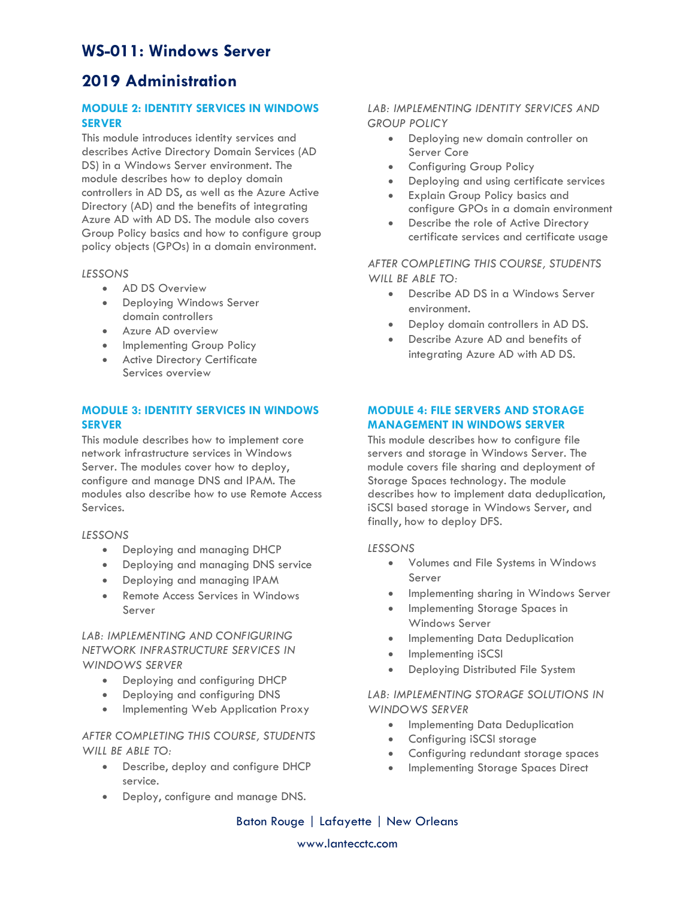# WS-011: Windows Server 2019 Administration

### MODULE 2: IDENTITY SERVICES IN WINDOWS SERVER

This module introduces identity services and describes Active Directory Domain Services (AD DS) in a Windows Server environment. The module describes how to deploy domain controllers in AD DS, as well as the Azure Active Directory (AD) and the benefits of integrating Azure AD with AD DS. The module also covers Group Policy basics and how to configure group policy objects (GPOs) in a domain environment.

*LESSONS*

- AD DS Overview
- Deploying Windows Server domain controllers
- Azure AD overview
- Implementing Group Policy
- Active Directory Certificate Services overview

*LAB: IMPLEMENTING IDENTITY SERVICES AND GROUP POLICY*

- Deploying new domain controller on Server Core
- Configuring Group Policy
- Deploying and using certificate services
- Explain Group Policy basics and configure GPOs in a domain environment
- Describe the role of Active Directory certificate services and certificate usage

*AFTER COMPLETING THIS COURSE, STUDENTS WILL BE ABLE TO:*

- Describe AD DS in a Windows Server environment.
- Deploy domain controllers in AD DS.
- Describe Azure AD and benefits of integrating Azure AD with AD DS.

### MODULE 3: IDENTITY SERVICES IN WINDOWS SERVER

This module describes how to implement core network infrastructure services in Windows Server. The modules cover how to deploy, configure and manage DNS and IPAM. The modules also describe how to use Remote Access Services.

*LESSONS*

- Deploying and managing DHCP
- Deploying and managing DNS service
- Deploying and managing IPAM
- Remote Access Services in Windows Server

*LAB: IMPLEMENTING AND CONFIGURING NETWORK INFRASTRUCTURE SERVICES IN WINDOWS SERVER*

- Deploying and configuring DHCP
- Deploying and configuring DNS
- Implementing Web Application Proxy

*AFTER COMPLETING THIS COURSE, STUDENTS WILL BE ABLE TO:*

- Describe, deploy and configure DHCP service.
- Deploy, configure and manage DNS.

### MODULE 4: FILE SERVERS AND STORAGE MANAGEMENT IN WINDOWS SERVER

This module describes how to configure file servers and storage in Windows Server. The module covers file sharing and deployment of Storage Spaces technology. The module describes how to implement data deduplication, iSCSI based storage in Windows Server, and finally, how to deploy DFS.

*LESSONS*

- Volumes and File Systems in Windows Server
- Implementing sharing in Windows Server
- Implementing Storage Spaces in Windows Server
- Implementing Data Deduplication
- Implementing iSCSI
- Deploying Distributed File System

*LAB: IMPLEMENTING STORAGE SOLUTIONS IN WINDOWS SERVER*

- Implementing Data Deduplication
- Configuring iSCSI storage
- Configuring redundant storage spaces
- Implementing Storage Spaces Direct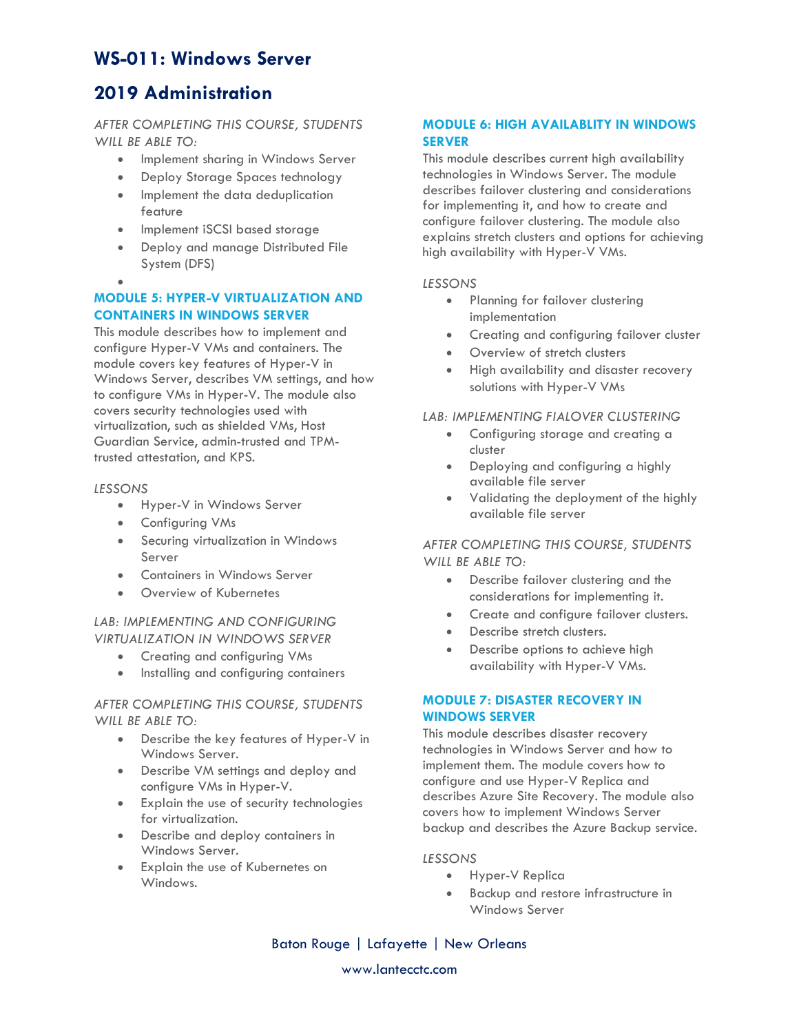# WS-011: Windows Server 2019 Administration

*AFTER COMPLETING THIS COURSE, STUDENTS WILL BE ABLE TO:*

- Implement sharing in Windows Server
- Deploy Storage Spaces technology
- Implement the data deduplication feature
- Implement iSCSI based storage
- Deploy and manage Distributed File System (DFS)

### MODULE 5: HYPER-V VIRTUALIZATION AND CONTAINERS IN WINDOWS SERVER

This module describes how to implement and configure Hyper-V VMs and containers. The module covers key features of Hyper-V in Windows Server, describes VM settings, and how to configure VMs in Hyper-V. The module also covers security technologies used with virtualization, such as shielded VMs, Host Guardian Service, admin-trusted and TPM-trusted attestation, and KPS.

*LESSONS*

- Hyper-V in Windows Server
- Configuring VMs
- Securing virtualization in Windows Server
- Containers in Windows Server
- Overview of Kubernetes

*LAB: IMPLEMENTING AND CONFIGURING VIRTUALIZATION IN WINDOWS SERVER*

- Creating and configuring VMs
- Installing and configuring containers

*AFTER COMPLETING THIS COURSE, STUDENTS WILL BE ABLE TO:*

- Describe the key features of Hyper-V in Windows Server.
- Describe VM settings and deploy and configure VMs in Hyper-V.
- Explain the use of security technologies for virtualization.
- Describe and deploy containers in Windows Server.
- Explain the use of Kubernetes on Windows.

### MODULE 6: HIGH AVAILABLITY IN WINDOWS SERVER

This module describes current high availability technologies in Windows Server. The module describes failover clustering and considerations for implementing it, and how to create and configure failover clustering. The module also explains stretch clusters and options for achieving high availability with Hyper-V VMs.

*LESSONS*

- Planning for failover clustering implementation
- Creating and configuring failover cluster
- Overview of stretch clusters
- High availability and disaster recovery solutions with Hyper-V VMs

*LAB: IMPLEMENTING FIALOVER CLUSTERING*

- Configuring storage and creating a cluster
- Deploying and configuring a highly available file server
- Validating the deployment of the highly available file server

*AFTER COMPLETING THIS COURSE, STUDENTS WILL BE ABLE TO:*

- Describe failover clustering and the considerations for implementing it.
- Create and configure failover clusters.
- Describe stretch clusters.
- Describe options to achieve high availability with Hyper-V VMs.

### MODULE 7: DISASTER RECOVERY IN WINDOWS SERVER

This module describes disaster recovery technologies in Windows Server and how to implement them. The module covers how to configure and use Hyper-V Replica and describes Azure Site Recovery. The module also covers how to implement Windows Server backup and describes the Azure Backup service.

*LESSONS*

- Hyper-V Replica
- Backup and restore infrastructure in Windows Server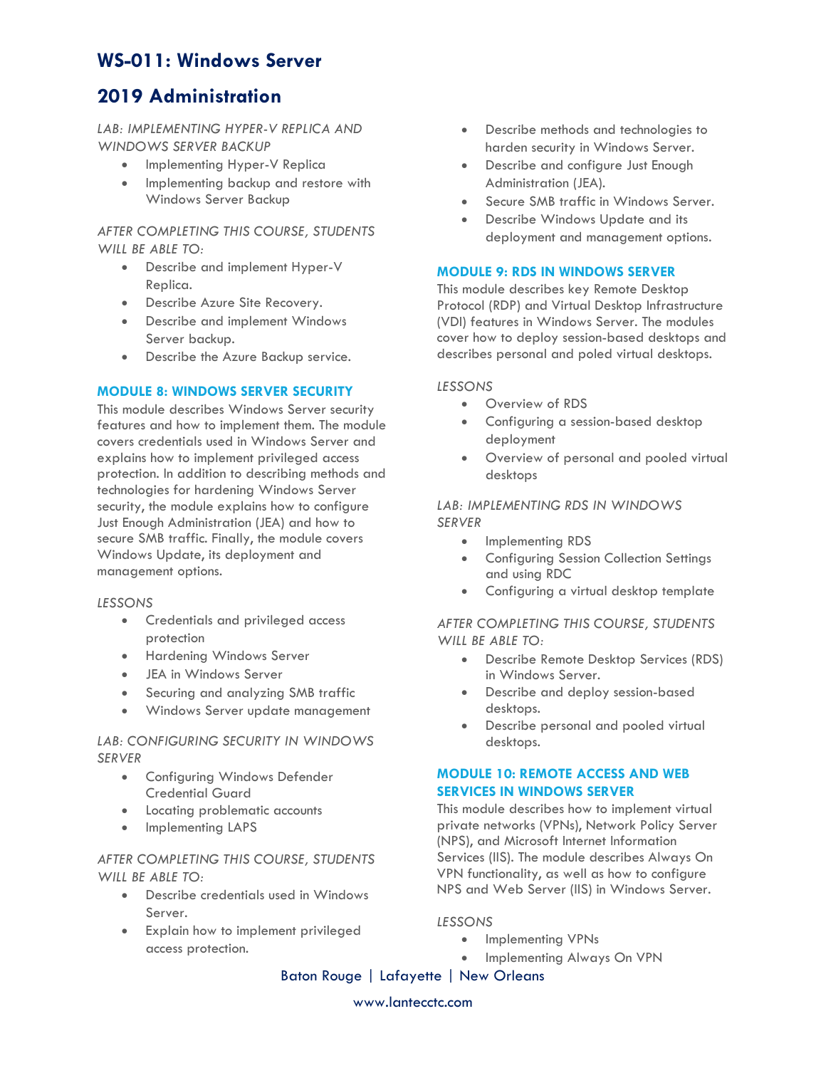# WS-011: Windows Server 2019 Administration

*LAB: IMPLEMENTING HYPER-V REPLICA AND WINDOWS SERVER BACKUP*

- Implementing Hyper-V Replica
- Implementing backup and restore with Windows Server Backup

*AFTER COMPLETING THIS COURSE, STUDENTS WILL BE ABLE TO:*

- Describe and implement Hyper-V Replica.
- Describe Azure Site Recovery.
- Describe and implement Windows Server backup.
- Describe the Azure Backup service.

## MODULE 8: WINDOWS SERVER SECURITY

This module describes Windows Server security features and how to implement them. The module covers credentials used in Windows Server and explains how to implement privileged access protection. In addition to describing methods and technologies for hardening Windows Server security, the module explains how to configure Just Enough Administration (JEA) and how to secure SMB traffic. Finally, the module covers Windows Update, its deployment and management options.

*LESSONS*

- Credentials and privileged access protection
- Hardening Windows Server
- JEA in Windows Server
- Securing and analyzing SMB traffic
- Windows Server update management

*LAB: CONFIGURING SECURITY IN WINDOWS SERVER*

- Configuring Windows Defender Credential Guard
- Locating problematic accounts
- Implementing LAPS

*AFTER COMPLETING THIS COURSE, STUDENTS WILL BE ABLE TO:*

- Describe credentials used in Windows Server.
- Explain how to implement privileged access protection.
- Describe methods and technologies to harden security in Windows Server.
- Describe and configure Just Enough Administration (JEA).
- Secure SMB traffic in Windows Server.
- Describe Windows Update and its deployment and management options.

## MODULE 9: RDS IN WINDOWS SERVER

This module describes key Remote Desktop Protocol (RDP) and Virtual Desktop Infrastructure (VDI) features in Windows Server. The modules cover how to deploy session-based desktops and describes personal and poled virtual desktops.

*LESSONS*

- Overview of RDS
- Configuring a session-based desktop deployment
- Overview of personal and pooled virtual desktops

*LAB: IMPLEMENTING RDS IN WINDOWS SERVER*

- Implementing RDS
- Configuring Session Collection Settings and using RDC
- Configuring a virtual desktop template

*AFTER COMPLETING THIS COURSE, STUDENTS WILL BE ABLE TO:*

- Describe Remote Desktop Services (RDS) in Windows Server.
- Describe and deploy session-based desktops.
- Describe personal and pooled virtual desktops.

## MODULE 10: REMOTE ACCESS AND WEB SERVICES IN WINDOWS SERVER

This module describes how to implement virtual private networks (VPNs), Network Policy Server (NPS), and Microsoft Internet Information Services (IIS). The module describes Always On VPN functionality, as well as how to configure NPS and Web Server (IIS) in Windows Server.

*LESSONS*

- Implementing VPNs
- Implementing Always On VPN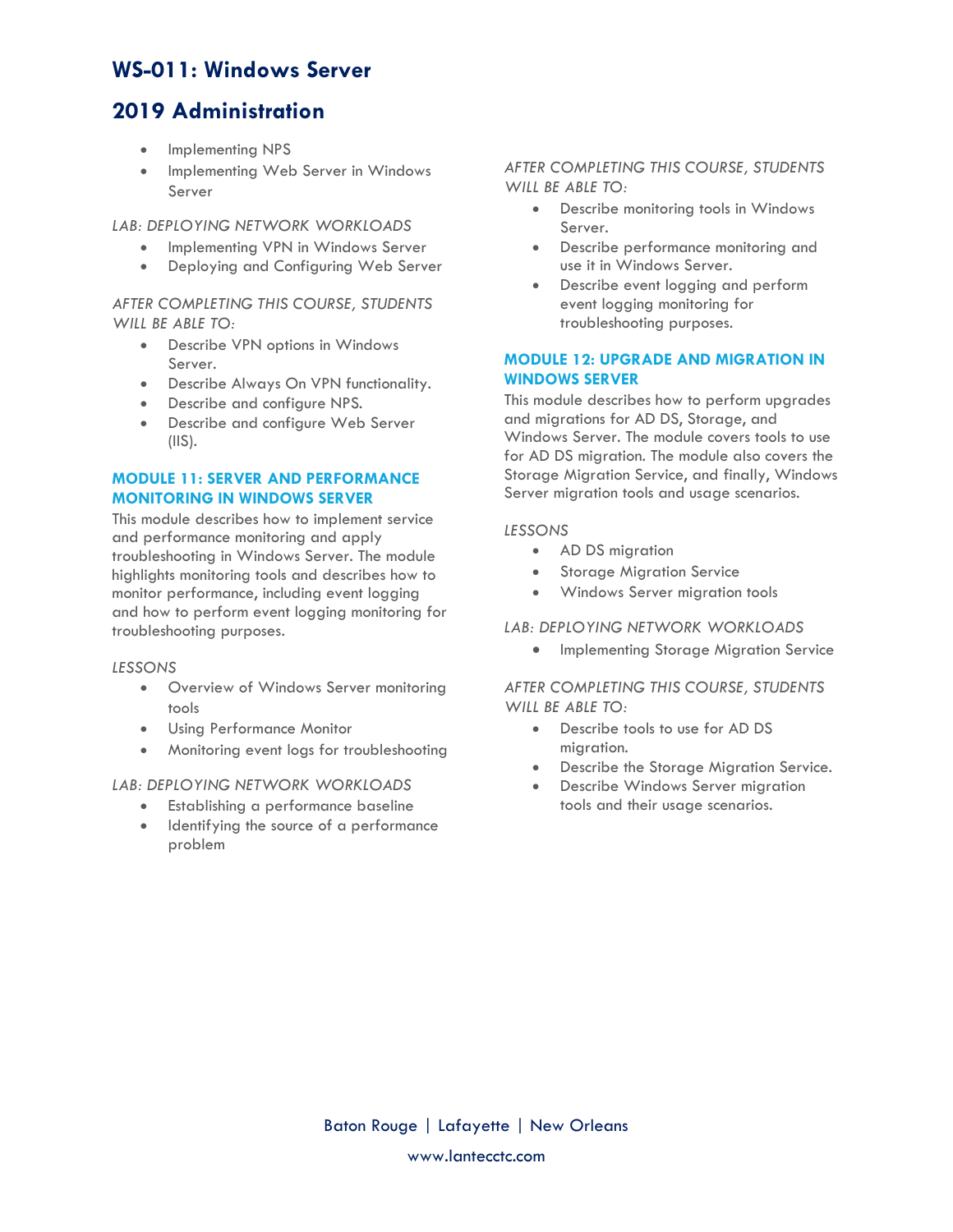# WS-011: Windows Server 2019 Administration

- Implementing NPS
- Implementing Web Server in Windows Server

*LAB: DEPLOYING NETWORK WORKLOADS*

- Implementing VPN in Windows Server
- Deploying and Configuring Web Server

*AFTER COMPLETING THIS COURSE, STUDENTS WILL BE ABLE TO:*

- Describe VPN options in Windows Server.
- Describe Always On VPN functionality.
- Describe and configure NPS.
- Describe and configure Web Server (IIS).

### MODULE 11: SERVER AND PERFORMANCE MONITORING IN WINDOWS SERVER

This module describes how to implement service and performance monitoring and apply troubleshooting in Windows Server. The module highlights monitoring tools and describes how to monitor performance, including event logging and how to perform event logging monitoring for troubleshooting purposes.

*LESSONS*

- Overview of Windows Server monitoring tools
- Using Performance Monitor
- Monitoring event logs for troubleshooting

*LAB: DEPLOYING NETWORK WORKLOADS*

- Establishing a performance baseline
- Identifying the source of a performance problem

*AFTER COMPLETING THIS COURSE, STUDENTS WILL BE ABLE TO:*

- Describe monitoring tools in Windows Server.
- Describe performance monitoring and use it in Windows Server.
- Describe event logging and perform event logging monitoring for troubleshooting purposes.

### MODULE 12: UPGRADE AND MIGRATION IN WINDOWS SERVER

This module describes how to perform upgrades and migrations for AD DS, Storage, and Windows Server. The module covers tools to use for AD DS migration. The module also covers the Storage Migration Service, and finally, Windows Server migration tools and usage scenarios.

*LESSONS*

- AD DS migration
- Storage Migration Service
- Windows Server migration tools

*LAB: DEPLOYING NETWORK WORKLOADS*

- Implementing Storage Migration Service

*AFTER COMPLETING THIS COURSE, STUDENTS WILL BE ABLE TO:*

- Describe tools to use for AD DS migration.
- Describe the Storage Migration Service.
- Describe Windows Server migration tools and their usage scenarios.